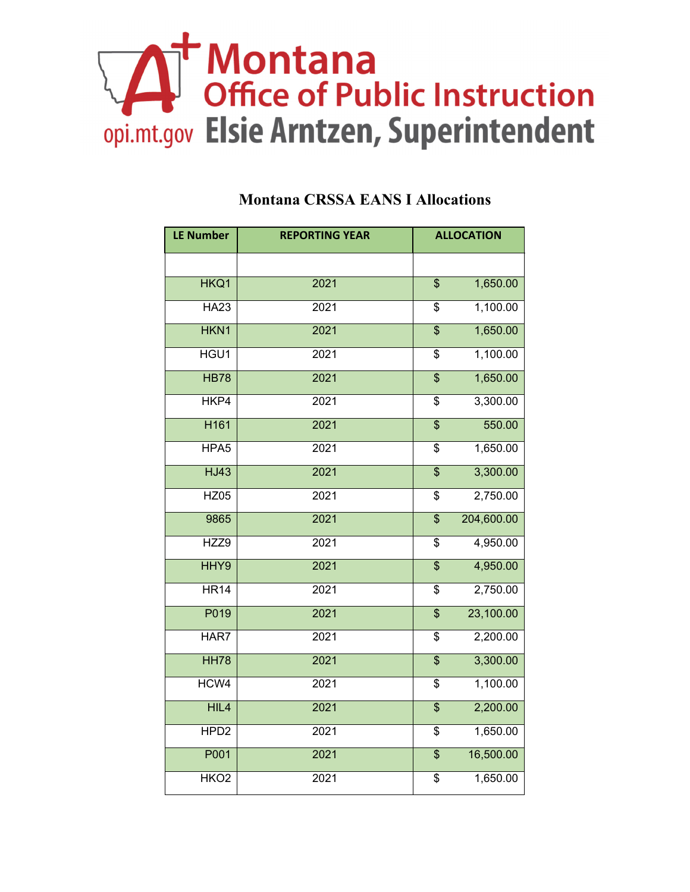Montana Office of Public Instruction
opi.mt.gov Elsie Arntzen, Superintendent

# Montana CRSSA EANS I Allocations

| LE Number | REPORTING YEAR | ALLOCATION |
|---|---|---|
| | | |
| HKQ1 | 2021 | $ 1,650.00 |
| HA23 | 2021 | $ 1,100.00 |
| HKN1 | 2021 | $ 1,650.00 |
| HGU1 | 2021 | $ 1,100.00 |
| HB78 | 2021 | $ 1,650.00 |
| HKP4 | 2021 | $ 3,300.00 |
| H161 | 2021 | $ 550.00 |
| HPA5 | 2021 | $ 1,650.00 |
| HJ43 | 2021 | $ 3,300.00 |
| HZ05 | 2021 | $ 2,750.00 |
| 9865 | 2021 | $ 204,600.00 |
| HZZ9 | 2021 | $ 4,950.00 |
| HHY9 | 2021 | $ 4,950.00 |
| HR14 | 2021 | $ 2,750.00 |
| P019 | 2021 | $ 23,100.00 |
| HAR7 | 2021 | $ 2,200.00 |
| HH78 | 2021 | $ 3,300.00 |
| HCW4 | 2021 | $ 1,100.00 |
| HIL4 | 2021 | $ 2,200.00 |
| HPD2 | 2021 | $ 1,650.00 |
| P001 | 2021 | $ 16,500.00 |
| HKO2 | 2021 | $ 1,650.00 |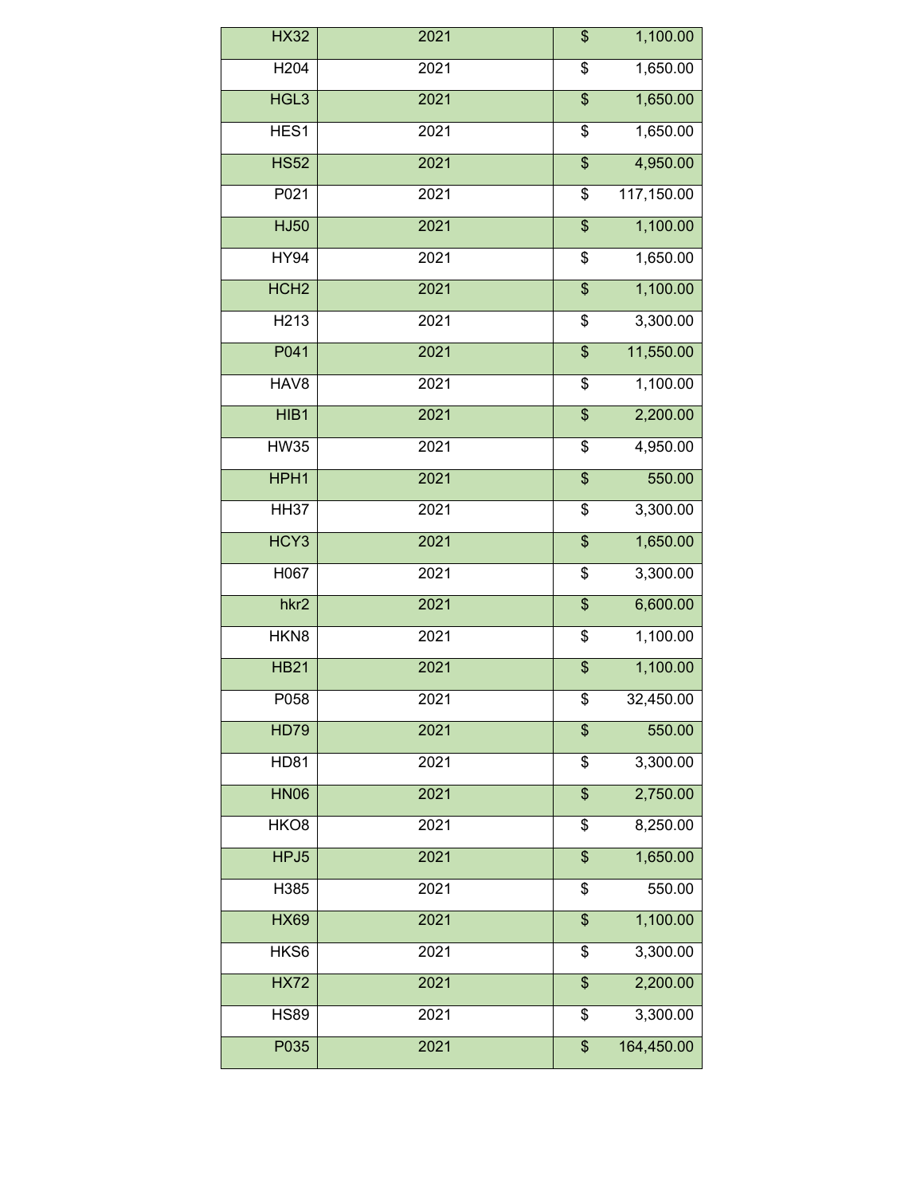| HX32 | 2021 | $ 1,100.00 |
|---|---|---|
| H204 | 2021 | $ 1,650.00 |
| HGL3 | 2021 | $ 1,650.00 |
| HES1 | 2021 | $ 1,650.00 |
| HS52 | 2021 | $ 4,950.00 |
| P021 | 2021 | $ 117,150.00 |
| HJ50 | 2021 | $ 1,100.00 |
| HY94 | 2021 | $ 1,650.00 |
| HCH2 | 2021 | $ 1,100.00 |
| H213 | 2021 | $ 3,300.00 |
| P041 | 2021 | $ 11,550.00 |
| HAV8 | 2021 | $ 1,100.00 |
| HIB1 | 2021 | $ 2,200.00 |
| HW35 | 2021 | $ 4,950.00 |
| HPH1 | 2021 | $ 550.00 |
| HH37 | 2021 | $ 3,300.00 |
| HCY3 | 2021 | $ 1,650.00 |
| H067 | 2021 | $ 3,300.00 |
| hkr2 | 2021 | $ 6,600.00 |
| HKN8 | 2021 | $ 1,100.00 |
| HB21 | 2021 | $ 1,100.00 |
| P058 | 2021 | $ 32,450.00 |
| HD79 | 2021 | $ 550.00 |
| HD81 | 2021 | $ 3,300.00 |
| HN06 | 2021 | $ 2,750.00 |
| HKO8 | 2021 | $ 8,250.00 |
| HPJ5 | 2021 | $ 1,650.00 |
| H385 | 2021 | $ 550.00 |
| HX69 | 2021 | $ 1,100.00 |
| HKS6 | 2021 | $ 3,300.00 |
| HX72 | 2021 | $ 2,200.00 |
| HS89 | 2021 | $ 3,300.00 |
| P035 | 2021 | $ 164,450.00 |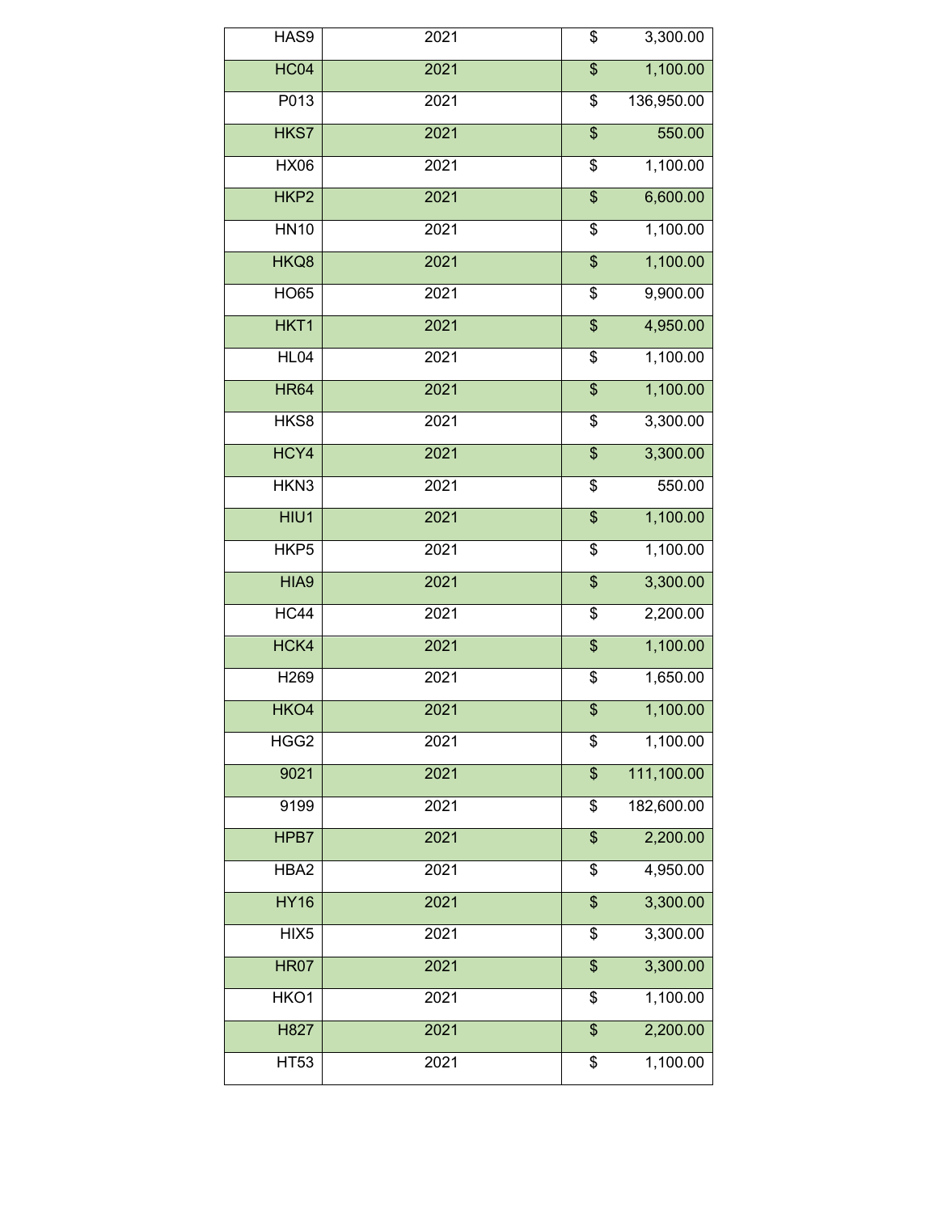| | | |
|---|---|---|
| HAS9 | 2021 | $ 3,300.00 |
| HC04 | 2021 | $ 1,100.00 |
| P013 | 2021 | $ 136,950.00 |
| HKS7 | 2021 | $ 550.00 |
| HX06 | 2021 | $ 1,100.00 |
| HKP2 | 2021 | $ 6,600.00 |
| HN10 | 2021 | $ 1,100.00 |
| HKQ8 | 2021 | $ 1,100.00 |
| HO65 | 2021 | $ 9,900.00 |
| HKT1 | 2021 | $ 4,950.00 |
| HL04 | 2021 | $ 1,100.00 |
| HR64 | 2021 | $ 1,100.00 |
| HKS8 | 2021 | $ 3,300.00 |
| HCY4 | 2021 | $ 3,300.00 |
| HKN3 | 2021 | $ 550.00 |
| HIU1 | 2021 | $ 1,100.00 |
| HKP5 | 2021 | $ 1,100.00 |
| HIA9 | 2021 | $ 3,300.00 |
| HC44 | 2021 | $ 2,200.00 |
| HCK4 | 2021 | $ 1,100.00 |
| H269 | 2021 | $ 1,650.00 |
| HKO4 | 2021 | $ 1,100.00 |
| HGG2 | 2021 | $ 1,100.00 |
| 9021 | 2021 | $ 111,100.00 |
| 9199 | 2021 | $ 182,600.00 |
| HPB7 | 2021 | $ 2,200.00 |
| HBA2 | 2021 | $ 4,950.00 |
| HY16 | 2021 | $ 3,300.00 |
| HIX5 | 2021 | $ 3,300.00 |
| HR07 | 2021 | $ 3,300.00 |
| HKO1 | 2021 | $ 1,100.00 |
| H827 | 2021 | $ 2,200.00 |
| HT53 | 2021 | $ 1,100.00 |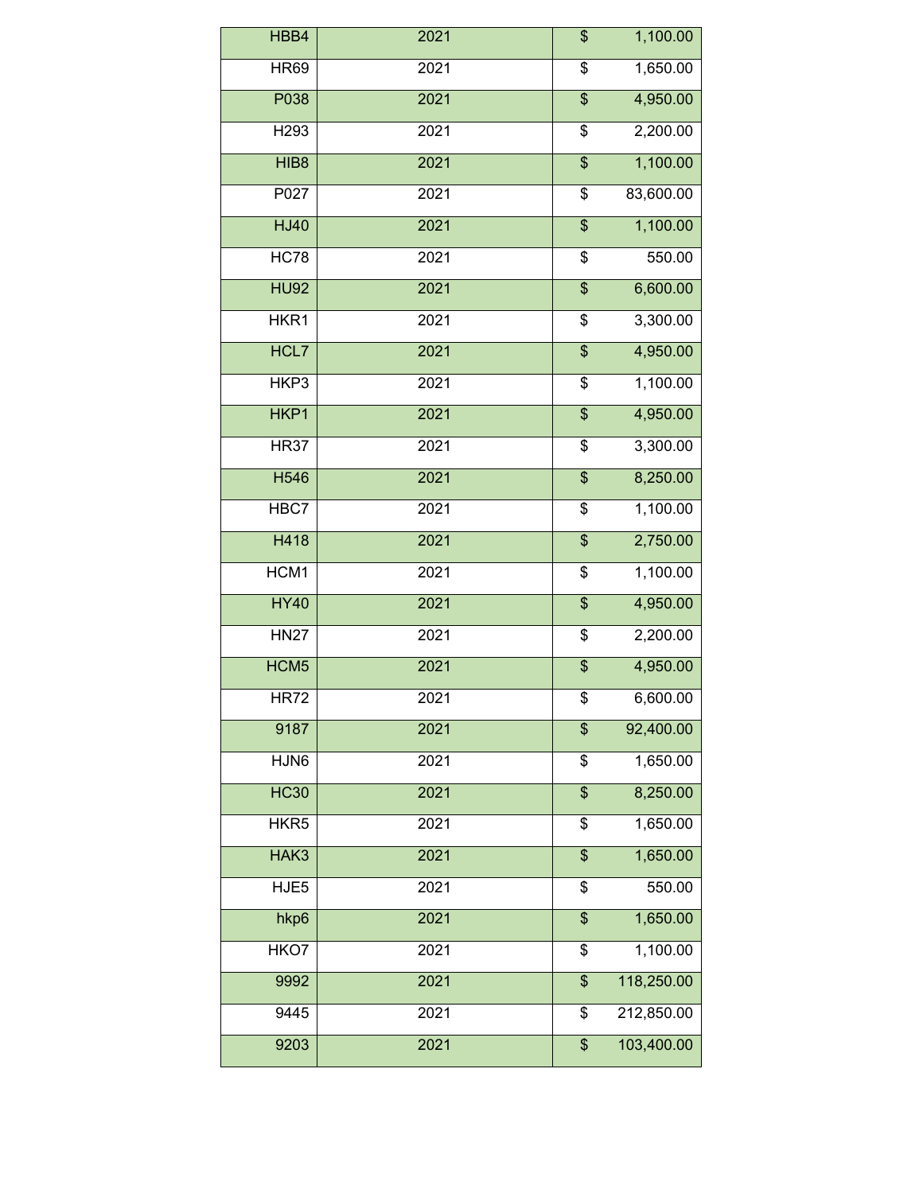| | | |
|---|---|---|
| HBB4 | 2021 | $ 1,100.00 |
| HR69 | 2021 | $ 1,650.00 |
| P038 | 2021 | $ 4,950.00 |
| H293 | 2021 | $ 2,200.00 |
| HIB8 | 2021 | $ 1,100.00 |
| P027 | 2021 | $ 83,600.00 |
| HJ40 | 2021 | $ 1,100.00 |
| HC78 | 2021 | $ 550.00 |
| HU92 | 2021 | $ 6,600.00 |
| HKR1 | 2021 | $ 3,300.00 |
| HCL7 | 2021 | $ 4,950.00 |
| HKP3 | 2021 | $ 1,100.00 |
| HKP1 | 2021 | $ 4,950.00 |
| HR37 | 2021 | $ 3,300.00 |
| H546 | 2021 | $ 8,250.00 |
| HBC7 | 2021 | $ 1,100.00 |
| H418 | 2021 | $ 2,750.00 |
| HCM1 | 2021 | $ 1,100.00 |
| HY40 | 2021 | $ 4,950.00 |
| HN27 | 2021 | $ 2,200.00 |
| HCM5 | 2021 | $ 4,950.00 |
| HR72 | 2021 | $ 6,600.00 |
| 9187 | 2021 | $ 92,400.00 |
| HJN6 | 2021 | $ 1,650.00 |
| HC30 | 2021 | $ 8,250.00 |
| HKR5 | 2021 | $ 1,650.00 |
| HAK3 | 2021 | $ 1,650.00 |
| HJE5 | 2021 | $ 550.00 |
| hkp6 | 2021 | $ 1,650.00 |
| HKO7 | 2021 | $ 1,100.00 |
| 9992 | 2021 | $ 118,250.00 |
| 9445 | 2021 | $ 212,850.00 |
| 9203 | 2021 | $ 103,400.00 |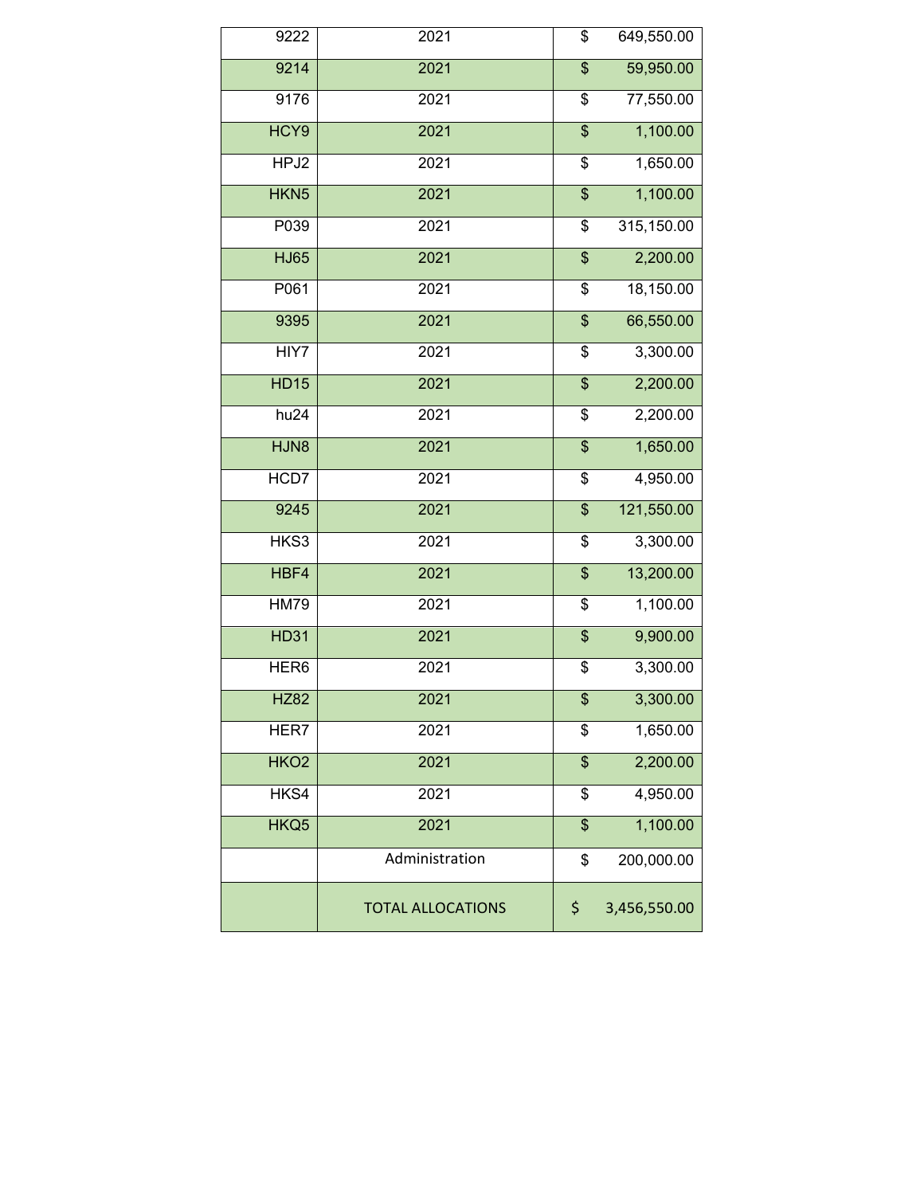| | | |
|---|---|---|
| 9222 | 2021 | $ 649,550.00 |
| 9214 | 2021 | $ 59,950.00 |
| 9176 | 2021 | $ 77,550.00 |
| HCY9 | 2021 | $ 1,100.00 |
| HPJ2 | 2021 | $ 1,650.00 |
| HKN5 | 2021 | $ 1,100.00 |
| P039 | 2021 | $ 315,150.00 |
| HJ65 | 2021 | $ 2,200.00 |
| P061 | 2021 | $ 18,150.00 |
| 9395 | 2021 | $ 66,550.00 |
| HIY7 | 2021 | $ 3,300.00 |
| HD15 | 2021 | $ 2,200.00 |
| hu24 | 2021 | $ 2,200.00 |
| HJN8 | 2021 | $ 1,650.00 |
| HCD7 | 2021 | $ 4,950.00 |
| 9245 | 2021 | $ 121,550.00 |
| HKS3 | 2021 | $ 3,300.00 |
| HBF4 | 2021 | $ 13,200.00 |
| HM79 | 2021 | $ 1,100.00 |
| HD31 | 2021 | $ 9,900.00 |
| HER6 | 2021 | $ 3,300.00 |
| HZ82 | 2021 | $ 3,300.00 |
| HER7 | 2021 | $ 1,650.00 |
| HKO2 | 2021 | $ 2,200.00 |
| HKS4 | 2021 | $ 4,950.00 |
| HKQ5 | 2021 | $ 1,100.00 |
| | Administration | $ 200,000.00 |
| | TOTAL ALLOCATIONS | $ 3,456,550.00 |